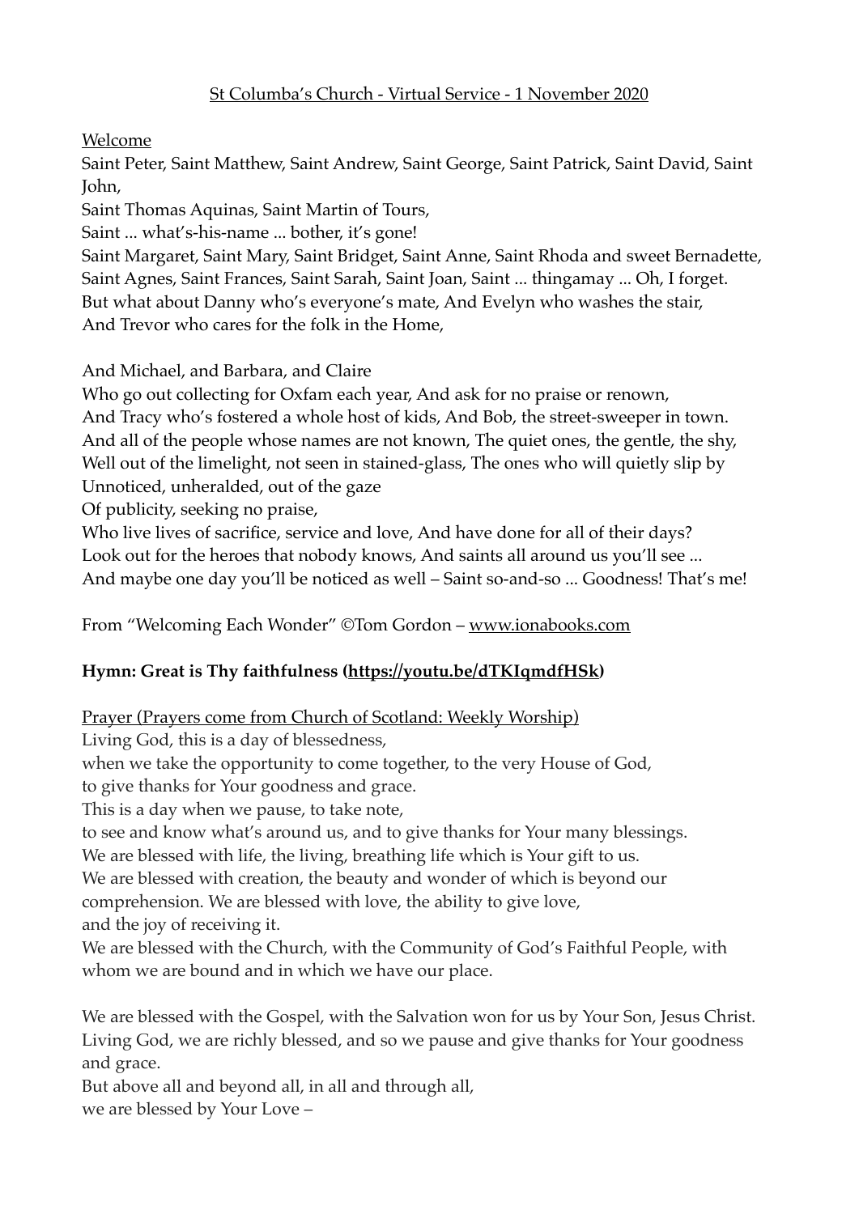St Columba's Church - Virtual Service - 1 November 2020

Welcome

Saint Peter, Saint Matthew, Saint Andrew, Saint George, Saint Patrick, Saint David, Saint John,
Saint Thomas Aquinas, Saint Martin of Tours,
Saint ... what's-his-name ... bother, it's gone!
Saint Margaret, Saint Mary, Saint Bridget, Saint Anne, Saint Rhoda and sweet Bernadette,
Saint Agnes, Saint Frances, Saint Sarah, Saint Joan, Saint ... thingamay ... Oh, I forget.
But what about Danny who's everyone's mate, And Evelyn who washes the stair,
And Trevor who cares for the folk in the Home,

And Michael, and Barbara, and Claire
Who go out collecting for Oxfam each year, And ask for no praise or renown,
And Tracy who's fostered a whole host of kids, And Bob, the street-sweeper in town.
And all of the people whose names are not known, The quiet ones, the gentle, the shy,
Well out of the limelight, not seen in stained-glass, The ones who will quietly slip by
Unnoticed, unheralded, out of the gaze
Of publicity, seeking no praise,
Who live lives of sacrifice, service and love, And have done for all of their days?
Look out for the heroes that nobody knows, And saints all around us you'll see ...
And maybe one day you'll be noticed as well – Saint so-and-so ... Goodness! That's me!

From "Welcoming Each Wonder" ©Tom Gordon – www.ionabooks.com

**Hymn: Great is Thy faithfulness (https://youtu.be/dTKIqmdfHSk)**

Prayer (Prayers come from Church of Scotland: Weekly Worship)

Living God, this is a day of blessedness,
when we take the opportunity to come together, to the very House of God,
to give thanks for Your goodness and grace.
This is a day when we pause, to take note,
to see and know what's around us, and to give thanks for Your many blessings.
We are blessed with life, the living, breathing life which is Your gift to us.
We are blessed with creation, the beauty and wonder of which is beyond our comprehension. We are blessed with love, the ability to give love,
and the joy of receiving it.
We are blessed with the Church, with the Community of God's Faithful People, with whom we are bound and in which we have our place.

We are blessed with the Gospel, with the Salvation won for us by Your Son, Jesus Christ.
Living God, we are richly blessed, and so we pause and give thanks for Your goodness and grace.
But above all and beyond all, in all and through all,
we are blessed by Your Love –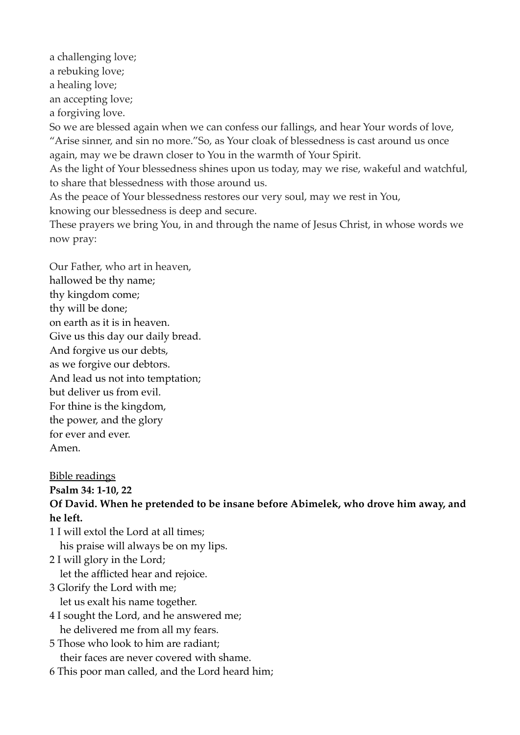a challenging love;  
a rebuking love;  
a healing love;  
an accepting love;  
a forgiving love.  
So we are blessed again when we can confess our fallings, and hear Your words of love, "Arise sinner, and sin no more."So, as Your cloak of blessedness is cast around us once again, may we be drawn closer to You in the warmth of Your Spirit.  
As the light of Your blessedness shines upon us today, may we rise, wakeful and watchful, to share that blessedness with those around us.  
As the peace of Your blessedness restores our very soul, may we rest in You,  
knowing our blessedness is deep and secure.  
These prayers we bring You, in and through the name of Jesus Christ, in whose words we now pray:

Our Father, who art in heaven,  
hallowed be thy name;  
thy kingdom come;  
thy will be done;  
on earth as it is in heaven.  
Give us this day our daily bread.  
And forgive us our debts,  
as we forgive our debtors.  
And lead us not into temptation;  
but deliver us from evil.  
For thine is the kingdom,  
the power, and the glory  
for ever and ever.  
Amen.

<u>Bible readings</u>

**Psalm 34: 1-10, 22**

**Of David. When he pretended to be insane before Abimelek, who drove him away, and he left.**

1 I will extol the Lord at all times;  
  his praise will always be on my lips.  
2 I will glory in the Lord;  
  let the afflicted hear and rejoice.  
3 Glorify the Lord with me;  
  let us exalt his name together.  
4 I sought the Lord, and he answered me;  
  he delivered me from all my fears.  
5 Those who look to him are radiant;  
  their faces are never covered with shame.  
6 This poor man called, and the Lord heard him;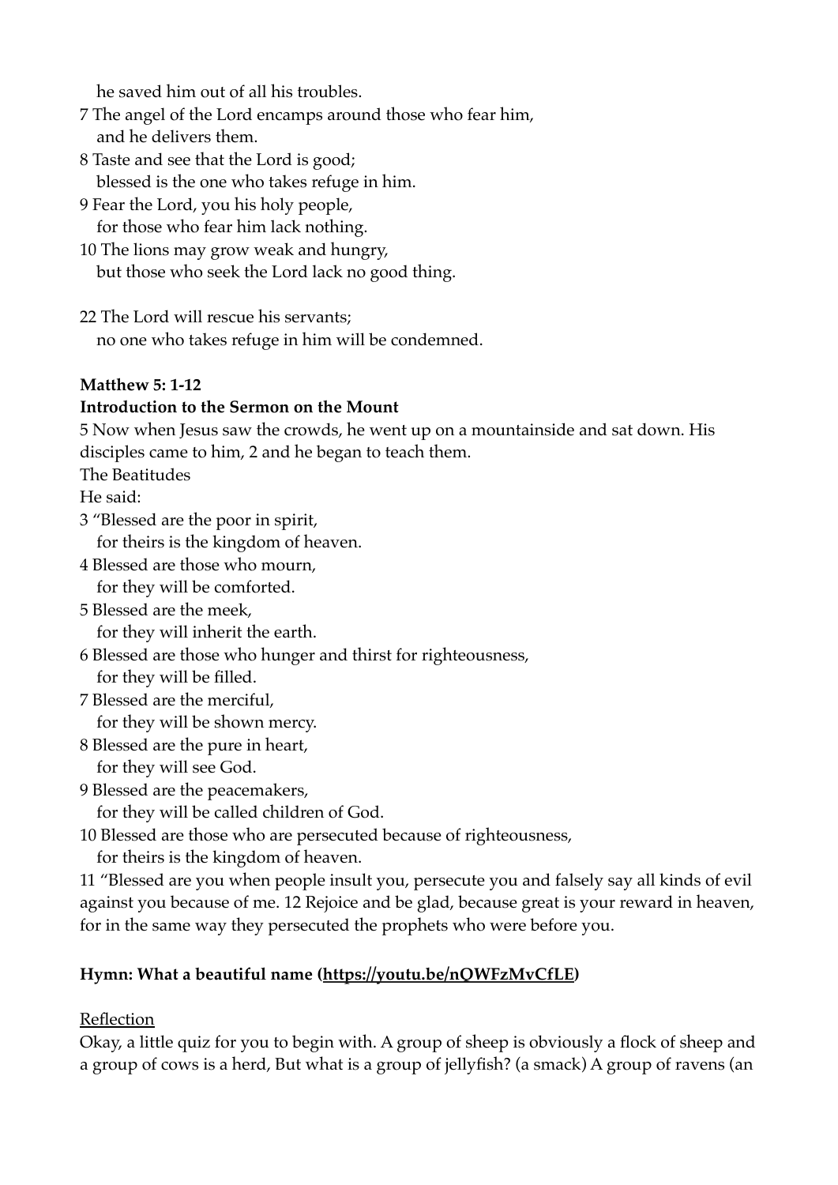he saved him out of all his troubles.  
7 The angel of the Lord encamps around those who fear him,  
and he delivers them.  
8 Taste and see that the Lord is good;  
blessed is the one who takes refuge in him.  
9 Fear the Lord, you his holy people,  
for those who fear him lack nothing.  
10 The lions may grow weak and hungry,  
but those who seek the Lord lack no good thing.

22 The Lord will rescue his servants;  
no one who takes refuge in him will be condemned.

**Matthew 5: 1-12**

**Introduction to the Sermon on the Mount**

5 Now when Jesus saw the crowds, he went up on a mountainside and sat down. His disciples came to him, 2 and he began to teach them.

The Beatitudes

He said:

3 "Blessed are the poor in spirit,  
for theirs is the kingdom of heaven.  
4 Blessed are those who mourn,  
for they will be comforted.  
5 Blessed are the meek,  
for they will inherit the earth.  
6 Blessed are those who hunger and thirst for righteousness,  
for they will be filled.  
7 Blessed are the merciful,  
for they will be shown mercy.  
8 Blessed are the pure in heart,  
for they will see God.  
9 Blessed are the peacemakers,  
for they will be called children of God.  
10 Blessed are those who are persecuted because of righteousness,  
for theirs is the kingdom of heaven.  
11 "Blessed are you when people insult you, persecute you and falsely say all kinds of evil against you because of me. 12 Rejoice and be glad, because great is your reward in heaven, for in the same way they persecuted the prophets who were before you.

**Hymn: What a beautiful name (https://youtu.be/nQWFzMvCfLE)**

Reflection

Okay, a little quiz for you to begin with. A group of sheep is obviously a flock of sheep and a group of cows is a herd, But what is a group of jellyfish? (a smack) A group of ravens (an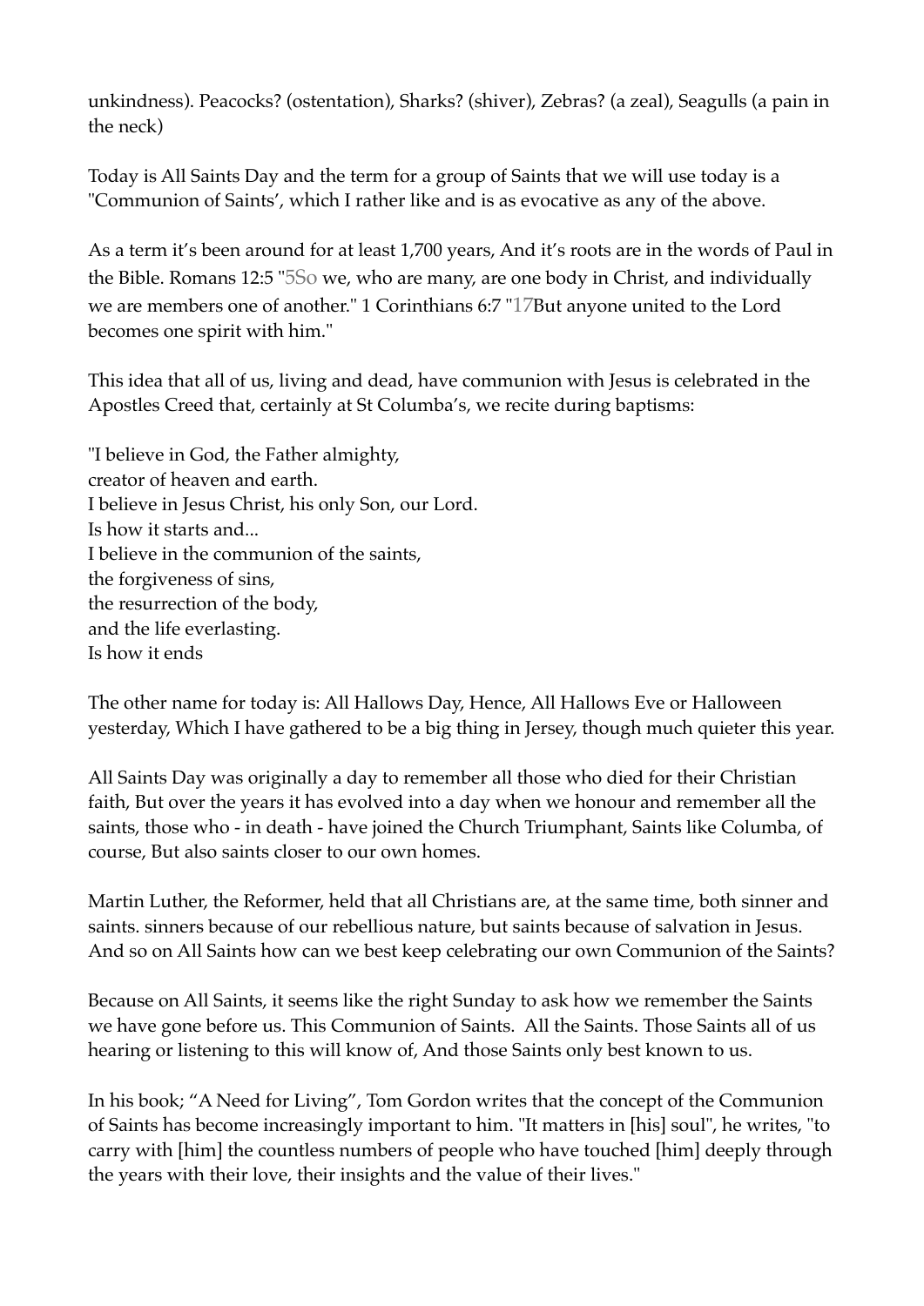unkindness). Peacocks? (ostentation), Sharks? (shiver), Zebras? (a zeal), Seagulls (a pain in the neck)

Today is All Saints Day and the term for a group of Saints that we will use today is a "Communion of Saints', which I rather like and is as evocative as any of the above.

As a term it's been around for at least 1,700 years, And it's roots are in the words of Paul in the Bible. Romans 12:5 "5So we, who are many, are one body in Christ, and individually we are members one of another." 1 Corinthians 6:7 "17But anyone united to the Lord becomes one spirit with him."

This idea that all of us, living and dead, have communion with Jesus is celebrated in the Apostles Creed that, certainly at St Columba's, we recite during baptisms:

"I believe in God, the Father almighty,  
creator of heaven and earth.  
I believe in Jesus Christ, his only Son, our Lord.  
Is how it starts and...  
I believe in the communion of the saints,  
the forgiveness of sins,  
the resurrection of the body,  
and the life everlasting.  
Is how it ends

The other name for today is: All Hallows Day, Hence, All Hallows Eve or Halloween yesterday, Which I have gathered to be a big thing in Jersey, though much quieter this year.

All Saints Day was originally a day to remember all those who died for their Christian faith, But over the years it has evolved into a day when we honour and remember all the saints, those who - in death - have joined the Church Triumphant, Saints like Columba, of course, But also saints closer to our own homes.

Martin Luther, the Reformer, held that all Christians are, at the same time, both sinner and saints. sinners because of our rebellious nature, but saints because of salvation in Jesus. And so on All Saints how can we best keep celebrating our own Communion of the Saints?

Because on All Saints, it seems like the right Sunday to ask how we remember the Saints we have gone before us. This Communion of Saints. All the Saints. Those Saints all of us hearing or listening to this will know of, And those Saints only best known to us.

In his book; "A Need for Living", Tom Gordon writes that the concept of the Communion of Saints has become increasingly important to him. "It matters in [his] soul", he writes, "to carry with [him] the countless numbers of people who have touched [him] deeply through the years with their love, their insights and the value of their lives."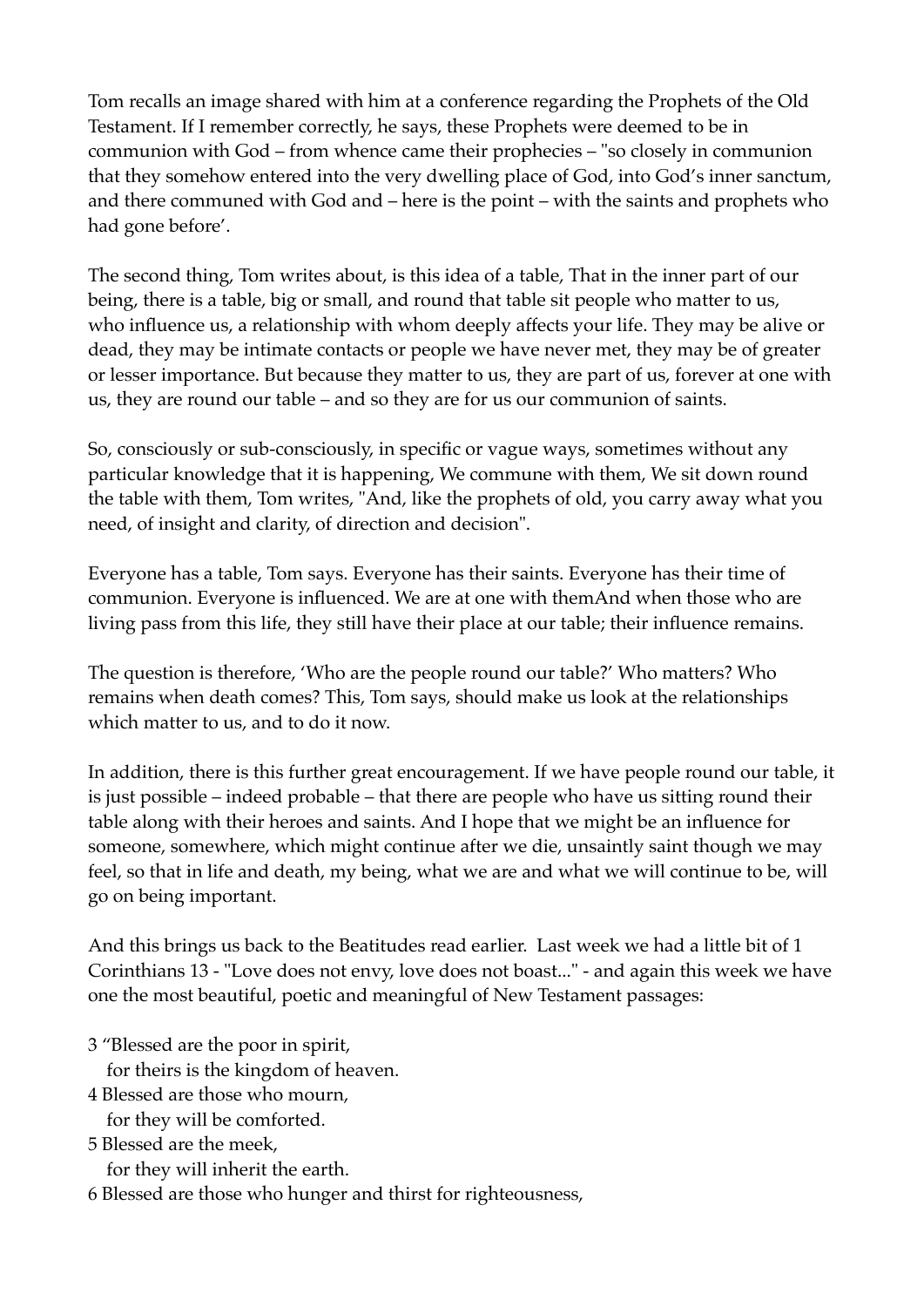Tom recalls an image shared with him at a conference regarding the Prophets of the Old Testament. If I remember correctly, he says, these Prophets were deemed to be in communion with God – from whence came their prophecies – "so closely in communion that they somehow entered into the very dwelling place of God, into God's inner sanctum, and there communed with God and – here is the point – with the saints and prophets who had gone before'.

The second thing, Tom writes about, is this idea of a table, That in the inner part of our being, there is a table, big or small, and round that table sit people who matter to us, who influence us, a relationship with whom deeply affects your life. They may be alive or dead, they may be intimate contacts or people we have never met, they may be of greater or lesser importance. But because they matter to us, they are part of us, forever at one with us, they are round our table – and so they are for us our communion of saints.

So, consciously or sub-consciously, in specific or vague ways, sometimes without any particular knowledge that it is happening, We commune with them, We sit down round the table with them, Tom writes, "And, like the prophets of old, you carry away what you need, of insight and clarity, of direction and decision".

Everyone has a table, Tom says. Everyone has their saints. Everyone has their time of communion. Everyone is influenced. We are at one with themAnd when those who are living pass from this life, they still have their place at our table; their influence remains.

The question is therefore, 'Who are the people round our table?' Who matters? Who remains when death comes? This, Tom says, should make us look at the relationships which matter to us, and to do it now.

In addition, there is this further great encouragement. If we have people round our table, it is just possible – indeed probable – that there are people who have us sitting round their table along with their heroes and saints. And I hope that we might be an influence for someone, somewhere, which might continue after we die, unsaintly saint though we may feel, so that in life and death, my being, what we are and what we will continue to be, will go on being important.

And this brings us back to the Beatitudes read earlier. Last week we had a little bit of 1 Corinthians 13 - "Love does not envy, love does not boast..." - and again this week we have one the most beautiful, poetic and meaningful of New Testament passages:

3 "Blessed are the poor in spirit,
   for theirs is the kingdom of heaven.
4 Blessed are those who mourn,
   for they will be comforted.
5 Blessed are the meek,
   for they will inherit the earth.
6 Blessed are those who hunger and thirst for righteousness,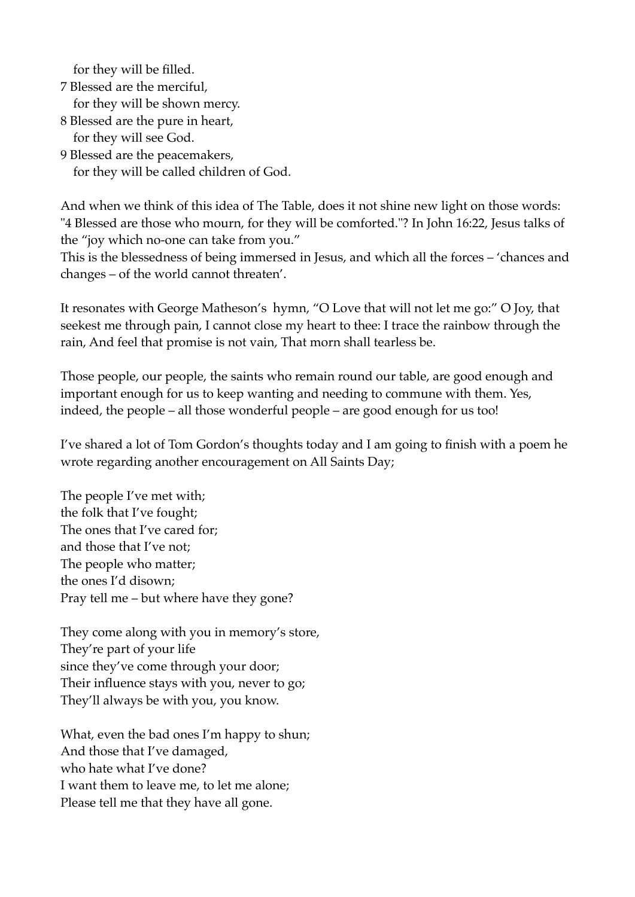for they will be filled.
7 Blessed are the merciful,
for they will be shown mercy.
8 Blessed are the pure in heart,
for they will see God.
9 Blessed are the peacemakers,
for they will be called children of God.

And when we think of this idea of The Table, does it not shine new light on those words: "4 Blessed are those who mourn, for they will be comforted."? In John 16:22, Jesus talks of the "joy which no-one can take from you."
This is the blessedness of being immersed in Jesus, and which all the forces – 'chances and changes – of the world cannot threaten'.

It resonates with George Matheson's hymn, "O Love that will not let me go:" O Joy, that seekest me through pain, I cannot close my heart to thee: I trace the rainbow through the rain, And feel that promise is not vain, That morn shall tearless be.

Those people, our people, the saints who remain round our table, are good enough and important enough for us to keep wanting and needing to commune with them. Yes, indeed, the people – all those wonderful people – are good enough for us too!

I've shared a lot of Tom Gordon's thoughts today and I am going to finish with a poem he wrote regarding another encouragement on All Saints Day;

The people I've met with;
the folk that I've fought;
The ones that I've cared for;
and those that I've not;
The people who matter;
the ones I'd disown;
Pray tell me – but where have they gone?

They come along with you in memory's store,
They're part of your life
since they've come through your door;
Their influence stays with you, never to go;
They'll always be with you, you know.

What, even the bad ones I'm happy to shun;
And those that I've damaged,
who hate what I've done?
I want them to leave me, to let me alone;
Please tell me that they have all gone.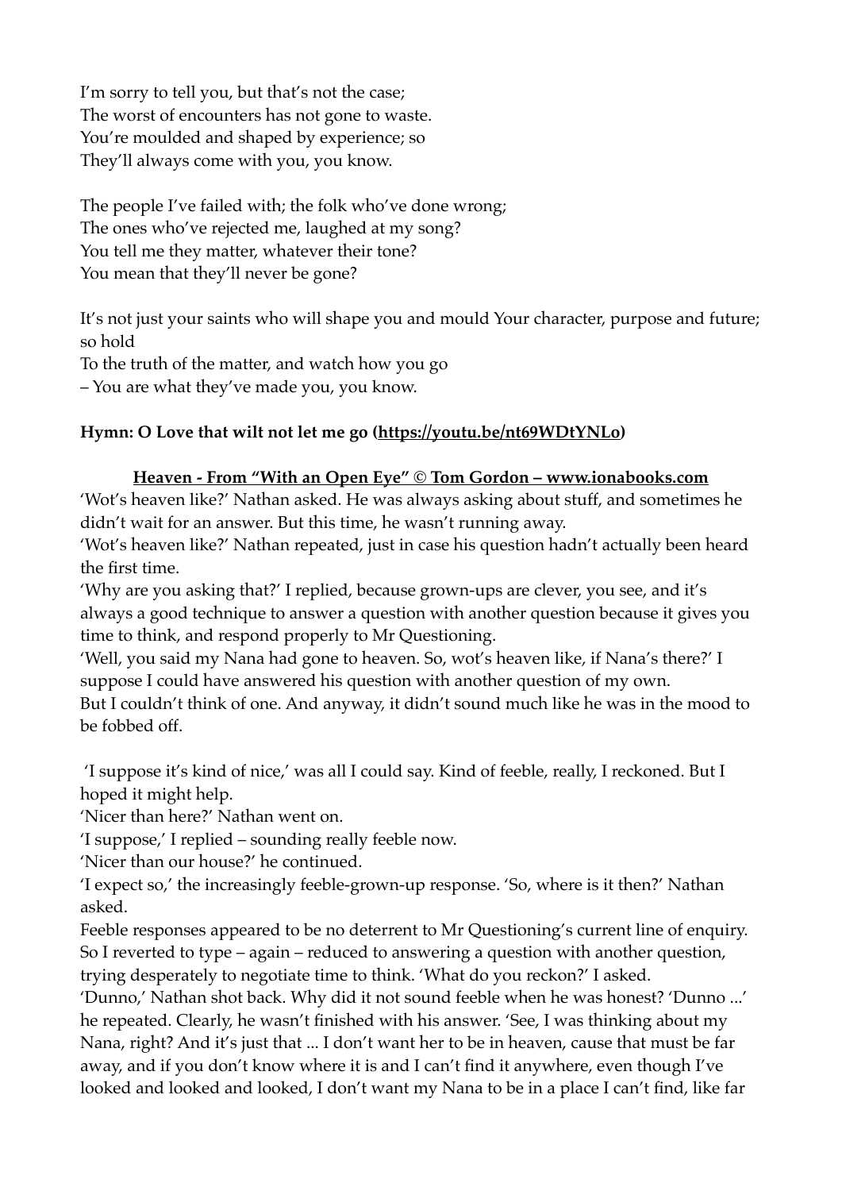I'm sorry to tell you, but that's not the case;
The worst of encounters has not gone to waste.
You're moulded and shaped by experience; so
They'll always come with you, you know.

The people I've failed with; the folk who've done wrong;
The ones who've rejected me, laughed at my song?
You tell me they matter, whatever their tone?
You mean that they'll never be gone?

It's not just your saints who will shape you and mould Your character, purpose and future; so hold
To the truth of the matter, and watch how you go
– You are what they've made you, you know.

**Hymn: O Love that wilt not let me go (https://youtu.be/nt69WDtYNLo)**

**Heaven - From "With an Open Eye" © Tom Gordon – www.ionabooks.com**

'Wot's heaven like?' Nathan asked. He was always asking about stuff, and sometimes he didn't wait for an answer. But this time, he wasn't running away.

'Wot's heaven like?' Nathan repeated, just in case his question hadn't actually been heard the first time.

'Why are you asking that?' I replied, because grown-ups are clever, you see, and it's always a good technique to answer a question with another question because it gives you time to think, and respond properly to Mr Questioning.

'Well, you said my Nana had gone to heaven. So, wot's heaven like, if Nana's there?' I suppose I could have answered his question with another question of my own.

But I couldn't think of one. And anyway, it didn't sound much like he was in the mood to be fobbed off.

'I suppose it's kind of nice,' was all I could say. Kind of feeble, really, I reckoned. But I hoped it might help.

'Nicer than here?' Nathan went on.

'I suppose,' I replied – sounding really feeble now.

'Nicer than our house?' he continued.

'I expect so,' the increasingly feeble-grown-up response. 'So, where is it then?' Nathan asked.

Feeble responses appeared to be no deterrent to Mr Questioning's current line of enquiry. So I reverted to type – again – reduced to answering a question with another question, trying desperately to negotiate time to think. 'What do you reckon?' I asked.

'Dunno,' Nathan shot back. Why did it not sound feeble when he was honest? 'Dunno ...' he repeated. Clearly, he wasn't finished with his answer. 'See, I was thinking about my Nana, right? And it's just that ... I don't want her to be in heaven, cause that must be far away, and if you don't know where it is and I can't find it anywhere, even though I've looked and looked and looked, I don't want my Nana to be in a place I can't find, like far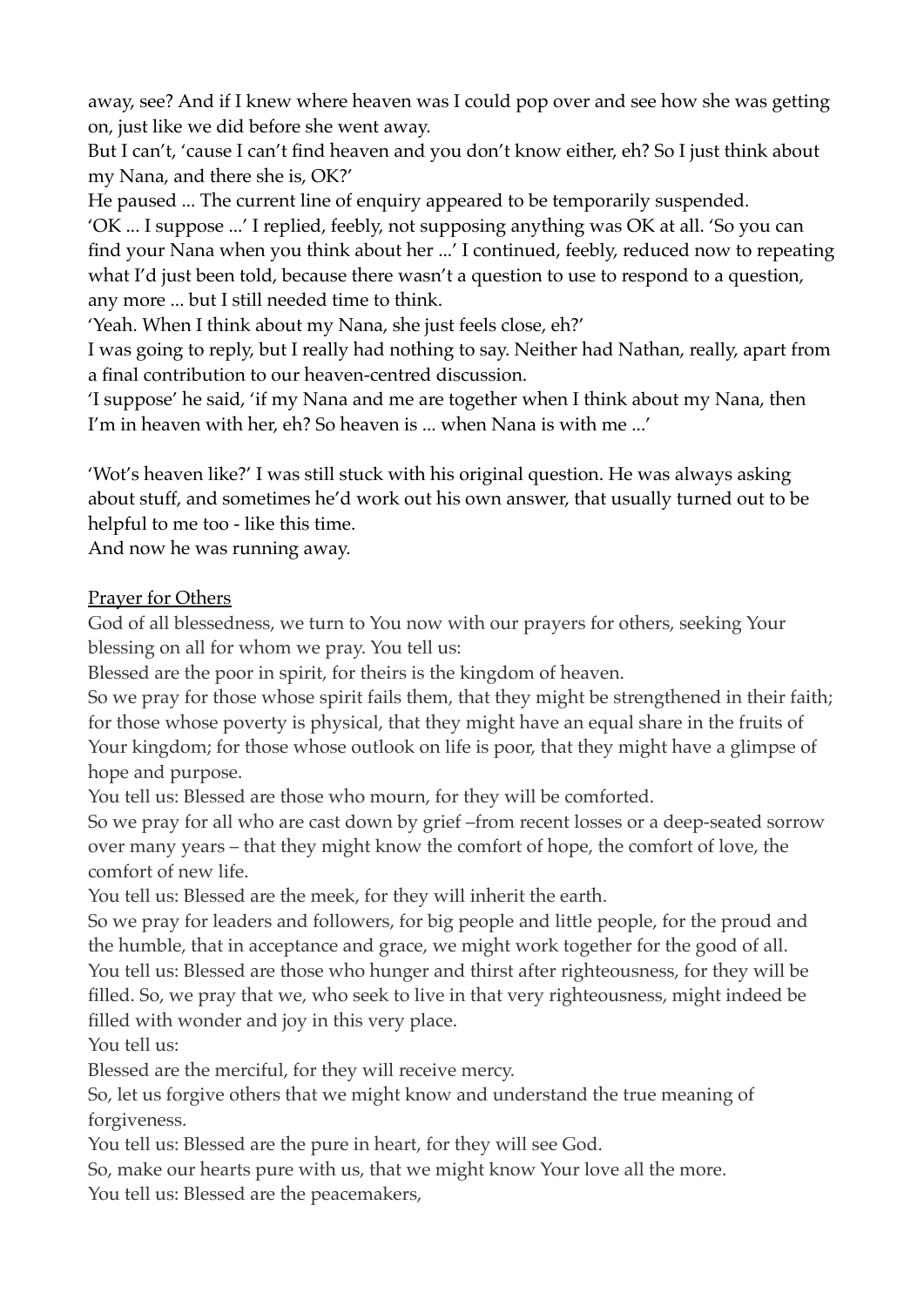away, see? And if I knew where heaven was I could pop over and see how she was getting on, just like we did before she went away.

But I can't, 'cause I can't find heaven and you don't know either, eh? So I just think about my Nana, and there she is, OK?'

He paused ... The current line of enquiry appeared to be temporarily suspended.

'OK ... I suppose ...' I replied, feebly, not supposing anything was OK at all. 'So you can find your Nana when you think about her ...' I continued, feebly, reduced now to repeating what I'd just been told, because there wasn't a question to use to respond to a question, any more ... but I still needed time to think.

'Yeah. When I think about my Nana, she just feels close, eh?'

I was going to reply, but I really had nothing to say. Neither had Nathan, really, apart from a final contribution to our heaven-centred discussion.

'I suppose' he said, 'if my Nana and me are together when I think about my Nana, then I'm in heaven with her, eh? So heaven is ... when Nana is with me ...'

'Wot's heaven like?' I was still stuck with his original question. He was always asking about stuff, and sometimes he'd work out his own answer, that usually turned out to be helpful to me too - like this time.

And now he was running away.

<u>Prayer for Others</u>

God of all blessedness, we turn to You now with our prayers for others, seeking Your blessing on all for whom we pray. You tell us:

Blessed are the poor in spirit, for theirs is the kingdom of heaven.

So we pray for those whose spirit fails them, that they might be strengthened in their faith; for those whose poverty is physical, that they might have an equal share in the fruits of Your kingdom; for those whose outlook on life is poor, that they might have a glimpse of hope and purpose.

You tell us: Blessed are those who mourn, for they will be comforted.

So we pray for all who are cast down by grief –from recent losses or a deep-seated sorrow over many years – that they might know the comfort of hope, the comfort of love, the comfort of new life.

You tell us: Blessed are the meek, for they will inherit the earth.

So we pray for leaders and followers, for big people and little people, for the proud and the humble, that in acceptance and grace, we might work together for the good of all.

You tell us: Blessed are those who hunger and thirst after righteousness, for they will be filled. So, we pray that we, who seek to live in that very righteousness, might indeed be filled with wonder and joy in this very place.

You tell us:

Blessed are the merciful, for they will receive mercy.

So, let us forgive others that we might know and understand the true meaning of forgiveness.

You tell us: Blessed are the pure in heart, for they will see God.

So, make our hearts pure with us, that we might know Your love all the more.

You tell us: Blessed are the peacemakers,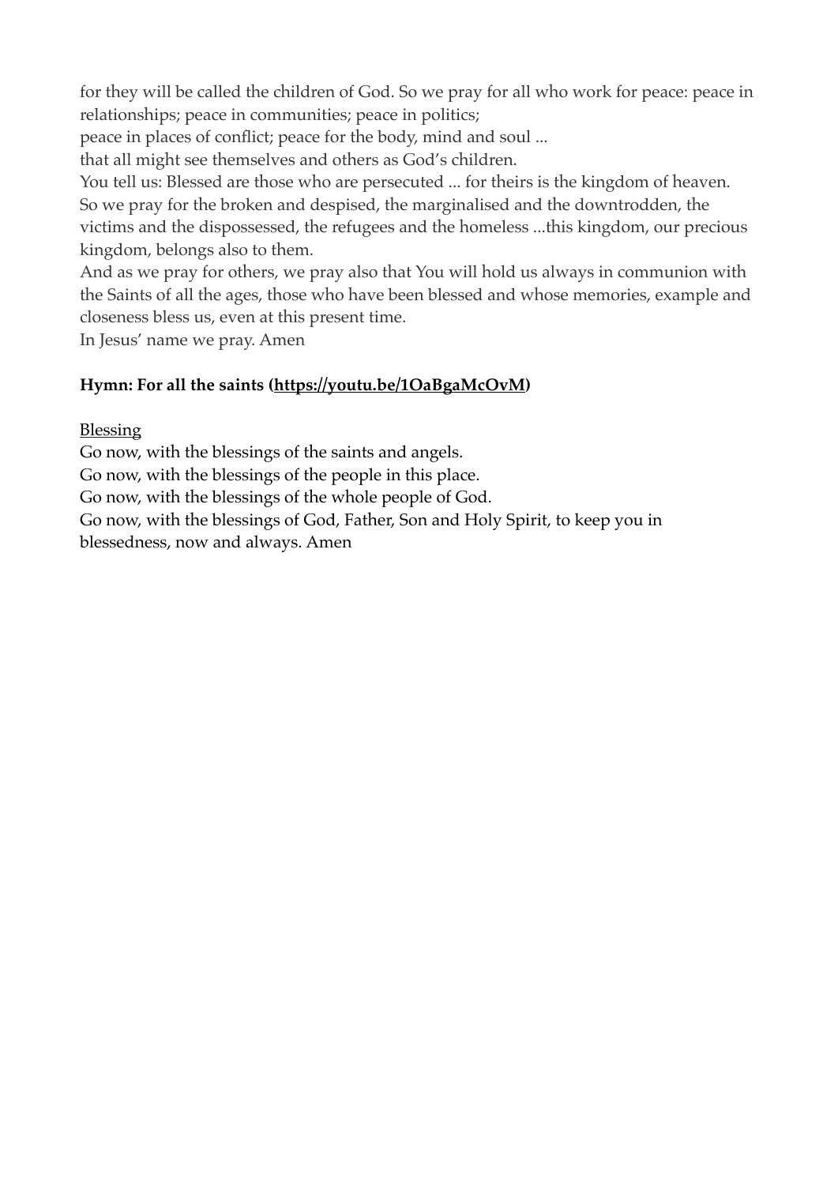for they will be called the children of God. So we pray for all who work for peace: peace in relationships; peace in communities; peace in politics;
peace in places of conflict; peace for the body, mind and soul ...
that all might see themselves and others as God's children.
You tell us: Blessed are those who are persecuted ... for theirs is the kingdom of heaven.
So we pray for the broken and despised, the marginalised and the downtrodden, the victims and the dispossessed, the refugees and the homeless ...this kingdom, our precious kingdom, belongs also to them.
And as we pray for others, we pray also that You will hold us always in communion with the Saints of all the ages, those who have been blessed and whose memories, example and closeness bless us, even at this present time.
In Jesus' name we pray. Amen

**Hymn: For all the saints ([https://youtu.be/1OaBgaMcOvM](https://youtu.be/1OaBgaMcOvM))**

<u>Blessing</u>

Go now, with the blessings of the saints and angels.
Go now, with the blessings of the people in this place.
Go now, with the blessings of the whole people of God.
Go now, with the blessings of God, Father, Son and Holy Spirit, to keep you in blessedness, now and always. Amen